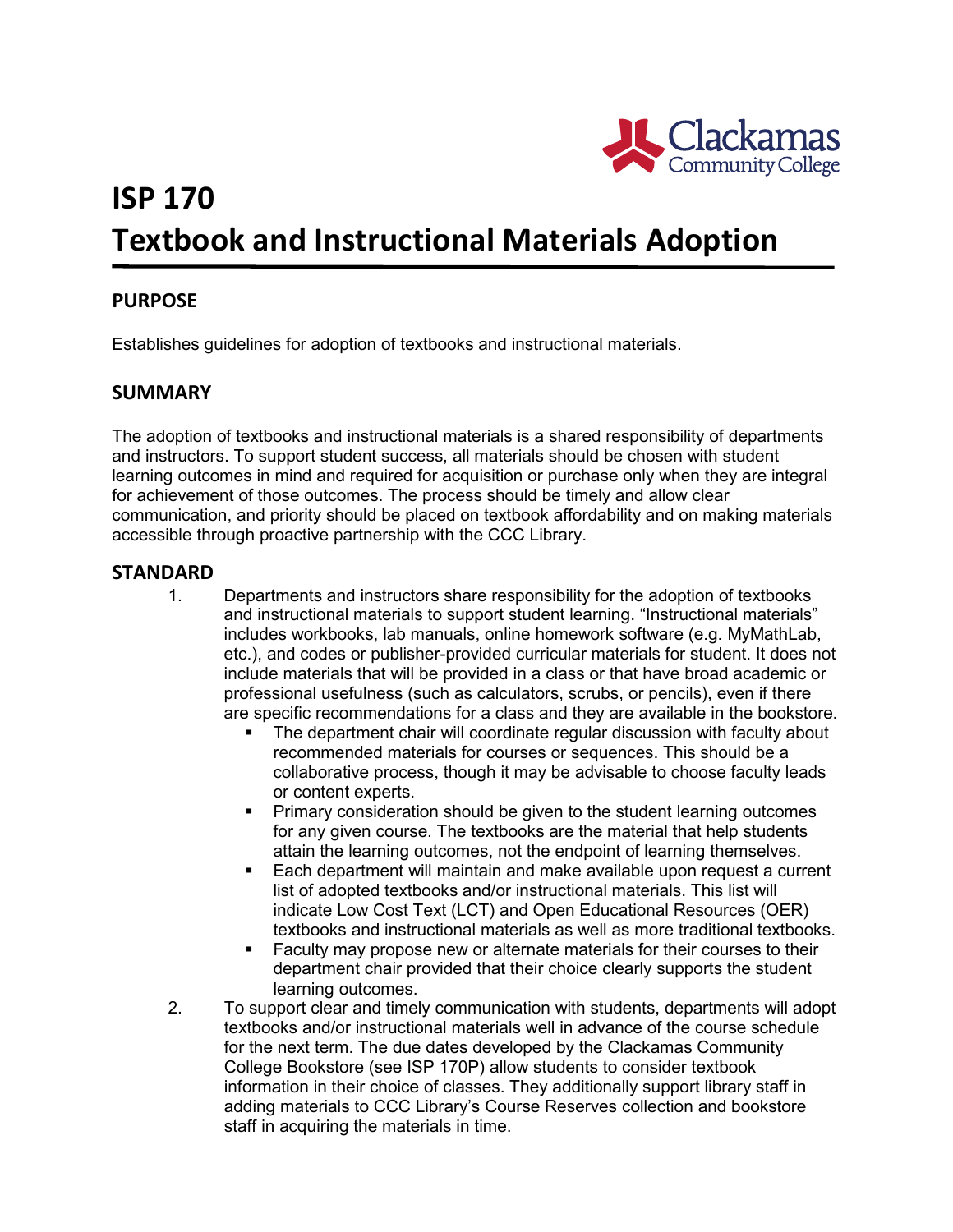# ISP 170
# Textbook and Instructional Materials Adoption

## PURPOSE

Establishes guidelines for adoption of textbooks and instructional materials.

## SUMMARY

The adoption of textbooks and instructional materials is a shared responsibility of departments and instructors. To support student success, all materials should be chosen with student learning outcomes in mind and required for acquisition or purchase only when they are integral for achievement of those outcomes. The process should be timely and allow clear communication, and priority should be placed on textbook affordability and on making materials accessible through proactive partnership with the CCC Library.

## STANDARD

1. Departments and instructors share responsibility for the adoption of textbooks and instructional materials to support student learning. "Instructional materials" includes workbooks, lab manuals, online homework software (e.g. MyMathLab, etc.), and codes or publisher-provided curricular materials for student. It does not include materials that will be provided in a class or that have broad academic or professional usefulness (such as calculators, scrubs, or pencils), even if there are specific recommendations for a class and they are available in the bookstore.
   - The department chair will coordinate regular discussion with faculty about recommended materials for courses or sequences. This should be a collaborative process, though it may be advisable to choose faculty leads or content experts.
   - Primary consideration should be given to the student learning outcomes for any given course. The textbooks are the material that help students attain the learning outcomes, not the endpoint of learning themselves.
   - Each department will maintain and make available upon request a current list of adopted textbooks and/or instructional materials. This list will indicate Low Cost Text (LCT) and Open Educational Resources (OER) textbooks and instructional materials as well as more traditional textbooks.
   - Faculty may propose new or alternate materials for their courses to their department chair provided that their choice clearly supports the student learning outcomes.
2. To support clear and timely communication with students, departments will adopt textbooks and/or instructional materials well in advance of the course schedule for the next term. The due dates developed by the Clackamas Community College Bookstore (see ISP 170P) allow students to consider textbook information in their choice of classes. They additionally support library staff in adding materials to CCC Library's Course Reserves collection and bookstore staff in acquiring the materials in time.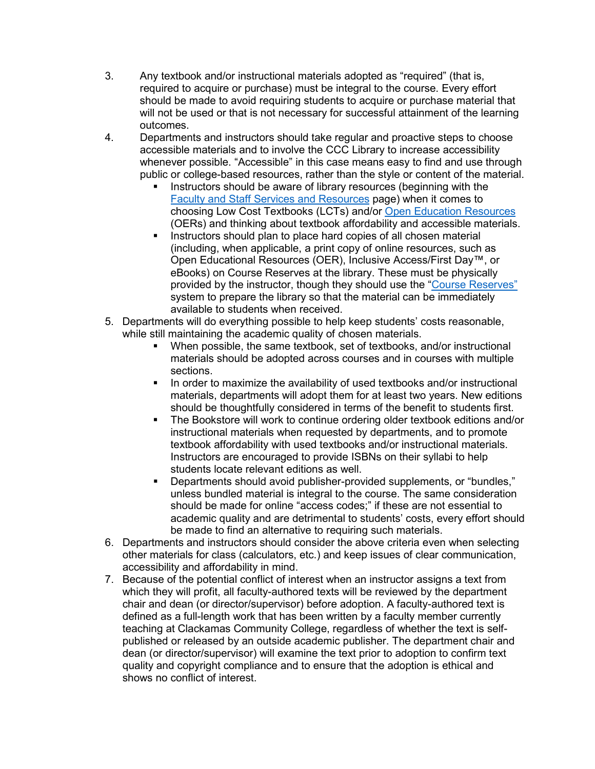3. Any textbook and/or instructional materials adopted as "required" (that is, required to acquire or purchase) must be integral to the course. Every effort should be made to avoid requiring students to acquire or purchase material that will not be used or that is not necessary for successful attainment of the learning outcomes.
4. Departments and instructors should take regular and proactive steps to choose accessible materials and to involve the CCC Library to increase accessibility whenever possible. "Accessible" in this case means easy to find and use through public or college-based resources, rather than the style or content of the material.
   - Instructors should be aware of library resources (beginning with the Faculty and Staff Services and Resources page) when it comes to choosing Low Cost Textbooks (LCTs) and/or Open Education Resources (OERs) and thinking about textbook affordability and accessible materials.
   - Instructors should plan to place hard copies of all chosen material (including, when applicable, a print copy of online resources, such as Open Educational Resources (OER), Inclusive Access/First Day™, or eBooks) on Course Reserves at the library. These must be physically provided by the instructor, though they should use the "Course Reserves" system to prepare the library so that the material can be immediately available to students when received.
5. Departments will do everything possible to help keep students' costs reasonable, while still maintaining the academic quality of chosen materials.
   - When possible, the same textbook, set of textbooks, and/or instructional materials should be adopted across courses and in courses with multiple sections.
   - In order to maximize the availability of used textbooks and/or instructional materials, departments will adopt them for at least two years. New editions should be thoughtfully considered in terms of the benefit to students first.
   - The Bookstore will work to continue ordering older textbook editions and/or instructional materials when requested by departments, and to promote textbook affordability with used textbooks and/or instructional materials. Instructors are encouraged to provide ISBNs on their syllabi to help students locate relevant editions as well.
   - Departments should avoid publisher-provided supplements, or "bundles," unless bundled material is integral to the course. The same consideration should be made for online "access codes;" if these are not essential to academic quality and are detrimental to students' costs, every effort should be made to find an alternative to requiring such materials.
6. Departments and instructors should consider the above criteria even when selecting other materials for class (calculators, etc.) and keep issues of clear communication, accessibility and affordability in mind.
7. Because of the potential conflict of interest when an instructor assigns a text from which they will profit, all faculty-authored texts will be reviewed by the department chair and dean (or director/supervisor) before adoption. A faculty-authored text is defined as a full-length work that has been written by a faculty member currently teaching at Clackamas Community College, regardless of whether the text is self-published or released by an outside academic publisher. The department chair and dean (or director/supervisor) will examine the text prior to adoption to confirm text quality and copyright compliance and to ensure that the adoption is ethical and shows no conflict of interest.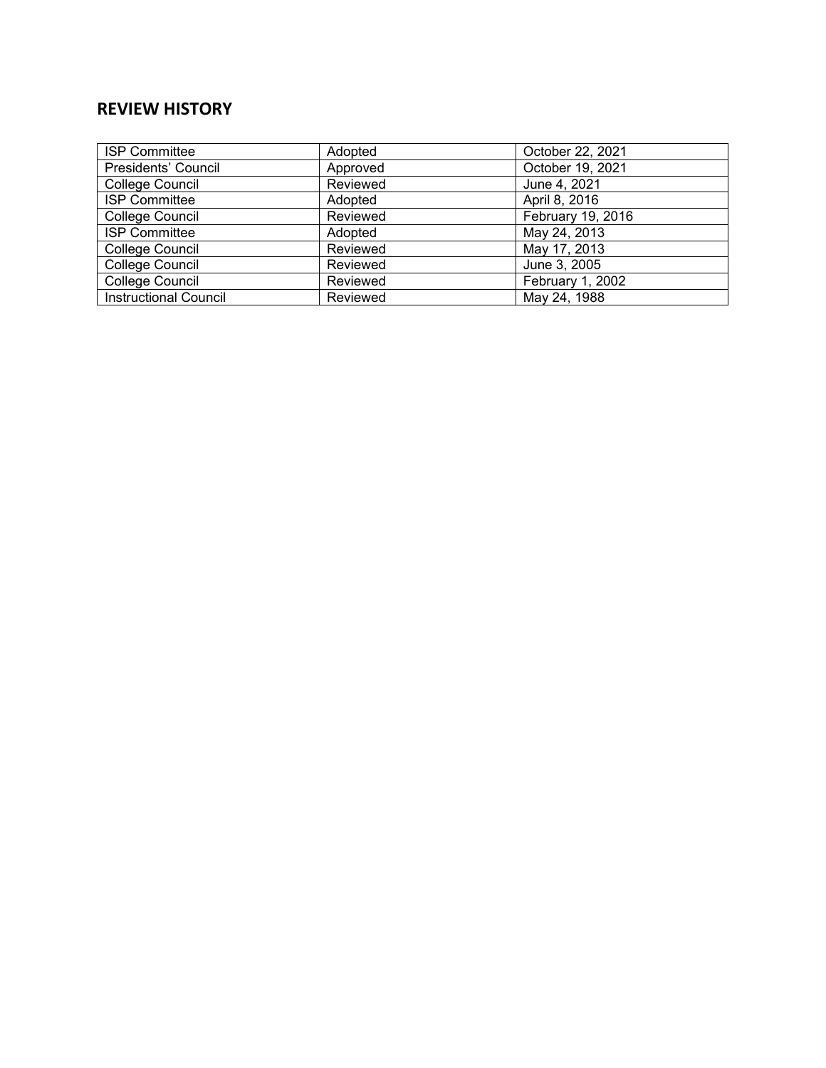## REVIEW HISTORY

| | | |
|---|---|---|
| ISP Committee | Adopted | October 22, 2021 |
| Presidents’ Council | Approved | October 19, 2021 |
| College Council | Reviewed | June 4, 2021 |
| ISP Committee | Adopted | April 8, 2016 |
| College Council | Reviewed | February 19, 2016 |
| ISP Committee | Adopted | May 24, 2013 |
| College Council | Reviewed | May 17, 2013 |
| College Council | Reviewed | June 3, 2005 |
| College Council | Reviewed | February 1, 2002 |
| Instructional Council | Reviewed | May 24, 1988 |